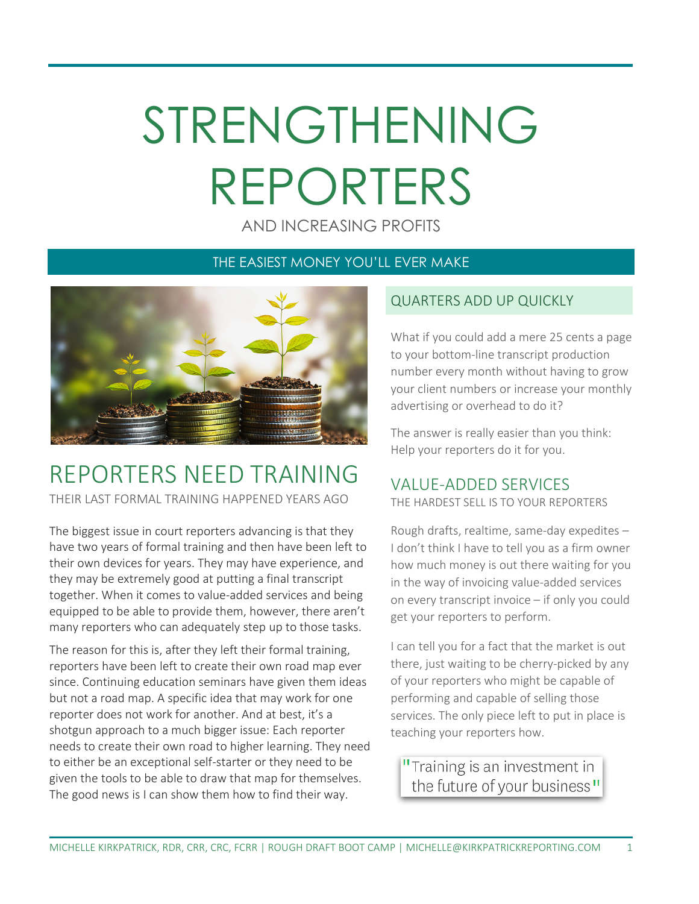# STRENGTHENING REPORTERS

AND INCREASING PROFITS

## THE EASIEST MONEY YOU'LL EVER MAKE

## REPORTERS NEED TRAINING

THEIR LAST FORMAL TRAINING HAPPENED YEARS AGO

The biggest issue in court reporters advancing is that they have two years of formal training and then have been left to their own devices for years. They may have experience, and they may be extremely good at putting a final transcript together. When it comes to value-added services and being equipped to be able to provide them, however, there aren't many reporters who can adequately step up to those tasks.

The reason for this is, after they left their formal training, reporters have been left to create their own road map ever since. Continuing education seminars have given them ideas but not a road map. A specific idea that may work for one reporter does not work for another. And at best, it's a shotgun approach to a much bigger issue: Each reporter needs to create their own road to higher learning. They need to either be an exceptional self-starter or they need to be given the tools to be able to draw that map for themselves. The good news is I can show them how to find their way.

## QUARTERS ADD UP QUICKLY

What if you could add a mere 25 cents a page to your bottom-line transcript production number every month without having to grow your client numbers or increase your monthly advertising or overhead to do it?

The answer is really easier than you think: Help your reporters do it for you.

## VALUE-ADDED SERVICES

THE HARDEST SELL IS TO YOUR REPORTERS

Rough drafts, realtime, same-day expedites – I don't think I have to tell you as a firm owner how much money is out there waiting for you in the way of invoicing value-added services on every transcript invoice – if only you could get your reporters to perform.

I can tell you for a fact that the market is out there, just waiting to be cherry-picked by any of your reporters who might be capable of performing and capable of selling those services. The only piece left to put in place is teaching your reporters how.

> "Training is an investment in the future of your business"

MICHELLE KIRKPATRICK, RDR, CRR, CRC, FCRR | ROUGH DRAFT BOOT CAMP | MICHELLE@KIRKPATRICKREPORTING.COM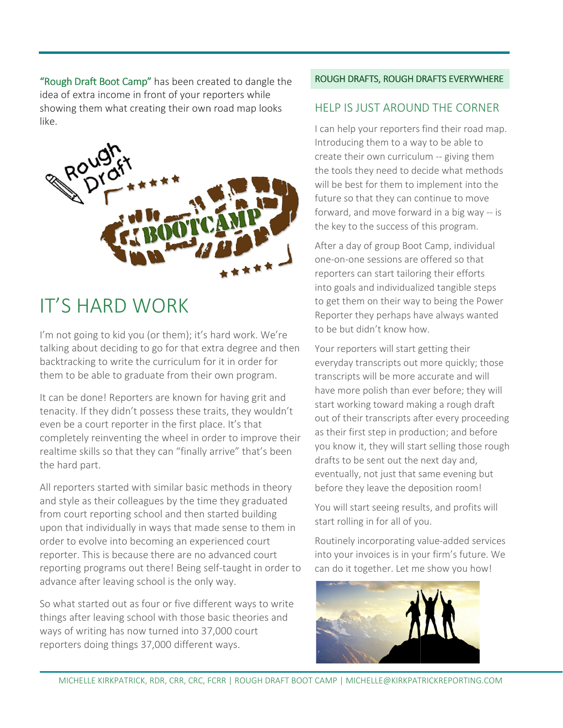"Rough Draft Boot Camp" has been created to dangle the idea of extra income in front of your reporters while showing them what creating their own road map looks like.

# IT'S HARD WORK

I'm not going to kid you (or them); it's hard work. We're talking about deciding to go for that extra degree and then backtracking to write the curriculum for it in order for them to be able to graduate from their own program.

It can be done! Reporters are known for having grit and tenacity. If they didn't possess these traits, they wouldn't even be a court reporter in the first place. It's that completely reinventing the wheel in order to improve their realtime skills so that they can "finally arrive" that's been the hard part.

All reporters started with similar basic methods in theory and style as their colleagues by the time they graduated from court reporting school and then started building upon that individually in ways that made sense to them in order to evolve into becoming an experienced court reporter. This is because there are no advanced court reporting programs out there! Being self-taught in order to advance after leaving school is the only way.

So what started out as four or five different ways to write things after leaving school with those basic theories and ways of writing has now turned into 37,000 court reporters doing things 37,000 different ways.

ROUGH DRAFTS, ROUGH DRAFTS EVERYWHERE

## HELP IS JUST AROUND THE CORNER

I can help your reporters find their road map. Introducing them to a way to be able to create their own curriculum -- giving them the tools they need to decide what methods will be best for them to implement into the future so that they can continue to move forward, and move forward in a big way -- is the key to the success of this program.

After a day of group Boot Camp, individual one-on-one sessions are offered so that reporters can start tailoring their efforts into goals and individualized tangible steps to get them on their way to being the Power Reporter they perhaps have always wanted to be but didn't know how.

Your reporters will start getting their everyday transcripts out more quickly; those transcripts will be more accurate and will have more polish than ever before; they will start working toward making a rough draft out of their transcripts after every proceeding as their first step in production; and before you know it, they will start selling those rough drafts to be sent out the next day and, eventually, not just that same evening but before they leave the deposition room!

You will start seeing results, and profits will start rolling in for all of you.

Routinely incorporating value-added services into your invoices is in your firm's future. We can do it together. Let me show you how!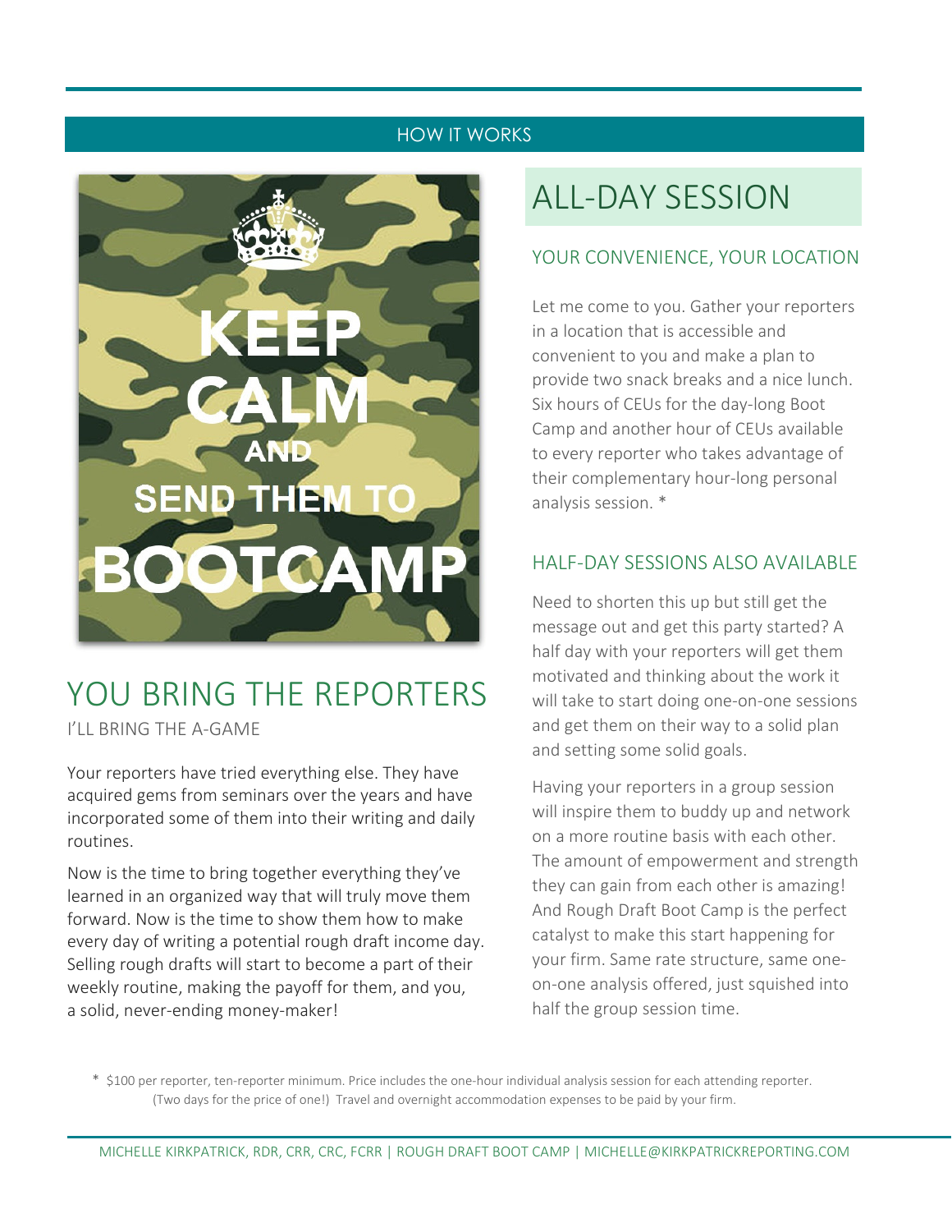## HOW IT WORKS

KEEP CALM AND SEND THEM TO BOOTCAMP

# YOU BRING THE REPORTERS

I'LL BRING THE A-GAME

Your reporters have tried everything else. They have acquired gems from seminars over the years and have incorporated some of them into their writing and daily routines.

Now is the time to bring together everything they've learned in an organized way that will truly move them forward. Now is the time to show them how to make every day of writing a potential rough draft income day. Selling rough drafts will start to become a part of their weekly routine, making the payoff for them, and you, a solid, never-ending money-maker!

# ALL-DAY SESSION

## YOUR CONVENIENCE, YOUR LOCATION

Let me come to you. Gather your reporters in a location that is accessible and convenient to you and make a plan to provide two snack breaks and a nice lunch. Six hours of CEUs for the day-long Boot Camp and another hour of CEUs available to every reporter who takes advantage of their complementary hour-long personal analysis session. *

## HALF-DAY SESSIONS ALSO AVAILABLE

Need to shorten this up but still get the message out and get this party started? A half day with your reporters will get them motivated and thinking about the work it will take to start doing one-on-one sessions and get them on their way to a solid plan and setting some solid goals.

Having your reporters in a group session will inspire them to buddy up and network on a more routine basis with each other. The amount of empowerment and strength they can gain from each other is amazing! And Rough Draft Boot Camp is the perfect catalyst to make this start happening for your firm. Same rate structure, same one-on-one analysis offered, just squished into half the group session time.

* $100 per reporter, ten-reporter minimum. Price includes the one-hour individual analysis session for each attending reporter. (Two days for the price of one!) Travel and overnight accommodation expenses to be paid by your firm.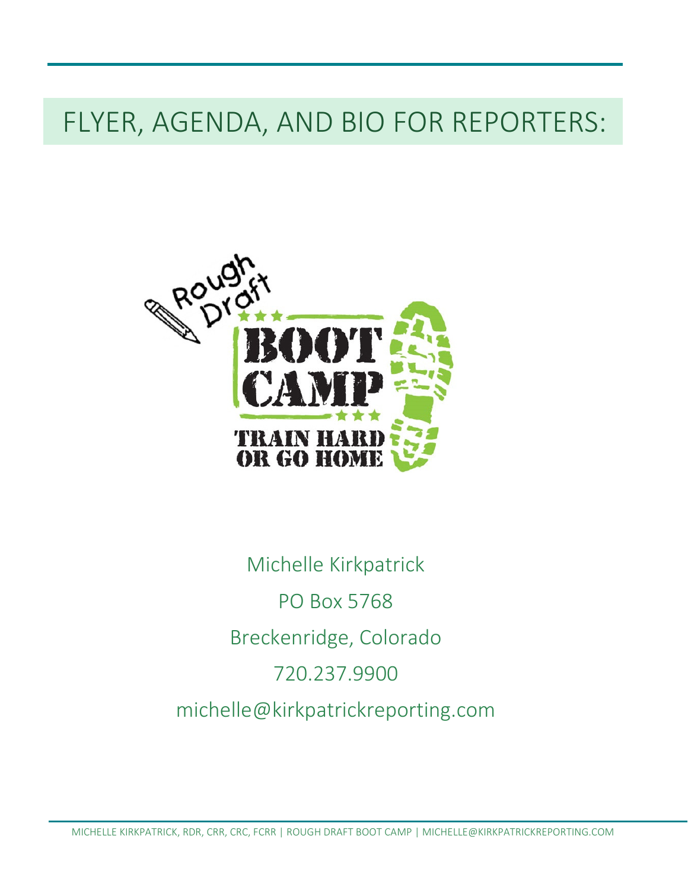# FLYER, AGENDA, AND BIO FOR REPORTERS:

Rough Draft

BOOT CAMP

TRAIN HARD OR GO HOME

Michelle Kirkpatrick

PO Box 5768

Breckenridge, Colorado

720.237.9900

michelle@kirkpatrickreporting.com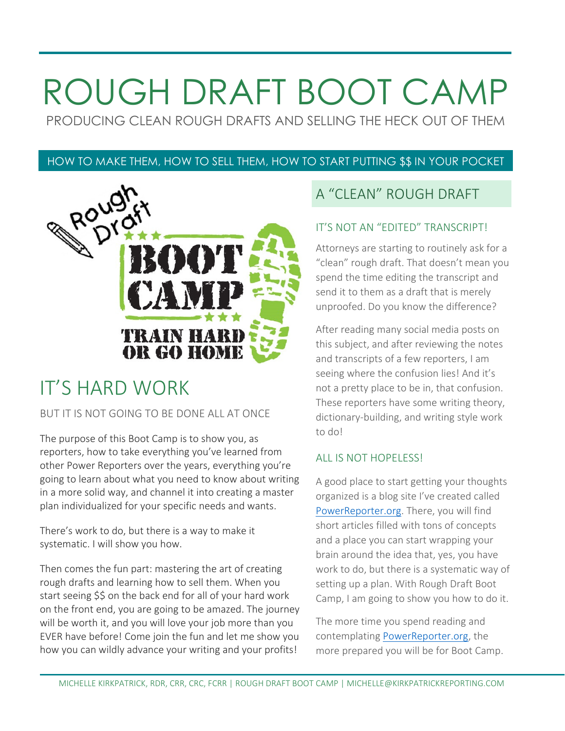# ROUGH DRAFT BOOT CAMP

PRODUCING CLEAN ROUGH DRAFTS AND SELLING THE HECK OUT OF THEM

HOW TO MAKE THEM, HOW TO SELL THEM, HOW TO START PUTTING $$ IN YOUR POCKET

## IT'S HARD WORK

BUT IT IS NOT GOING TO BE DONE ALL AT ONCE

The purpose of this Boot Camp is to show you, as reporters, how to take everything you've learned from other Power Reporters over the years, everything you're going to learn about what you need to know about writing in a more solid way, and channel it into creating a master plan individualized for your specific needs and wants.

There's work to do, but there is a way to make it systematic. I will show you how.

Then comes the fun part: mastering the art of creating rough drafts and learning how to sell them. When you start seeing $$ on the back end for all of your hard work on the front end, you are going to be amazed. The journey will be worth it, and you will love your job more than you EVER have before! Come join the fun and let me show you how you can wildly advance your writing and your profits!

## A "CLEAN" ROUGH DRAFT

### IT'S NOT AN "EDITED" TRANSCRIPT!

Attorneys are starting to routinely ask for a "clean" rough draft. That doesn't mean you spend the time editing the transcript and send it to them as a draft that is merely unproofed. Do you know the difference?

After reading many social media posts on this subject, and after reviewing the notes and transcripts of a few reporters, I am seeing where the confusion lies! And it's not a pretty place to be in, that confusion. These reporters have some writing theory, dictionary-building, and writing style work to do!

### ALL IS NOT HOPELESS!

A good place to start getting your thoughts organized is a blog site I've created called PowerReporter.org. There, you will find short articles filled with tons of concepts and a place you can start wrapping your brain around the idea that, yes, you have work to do, but there is a systematic way of setting up a plan. With Rough Draft Boot Camp, I am going to show you how to do it.

The more time you spend reading and contemplating PowerReporter.org, the more prepared you will be for Boot Camp.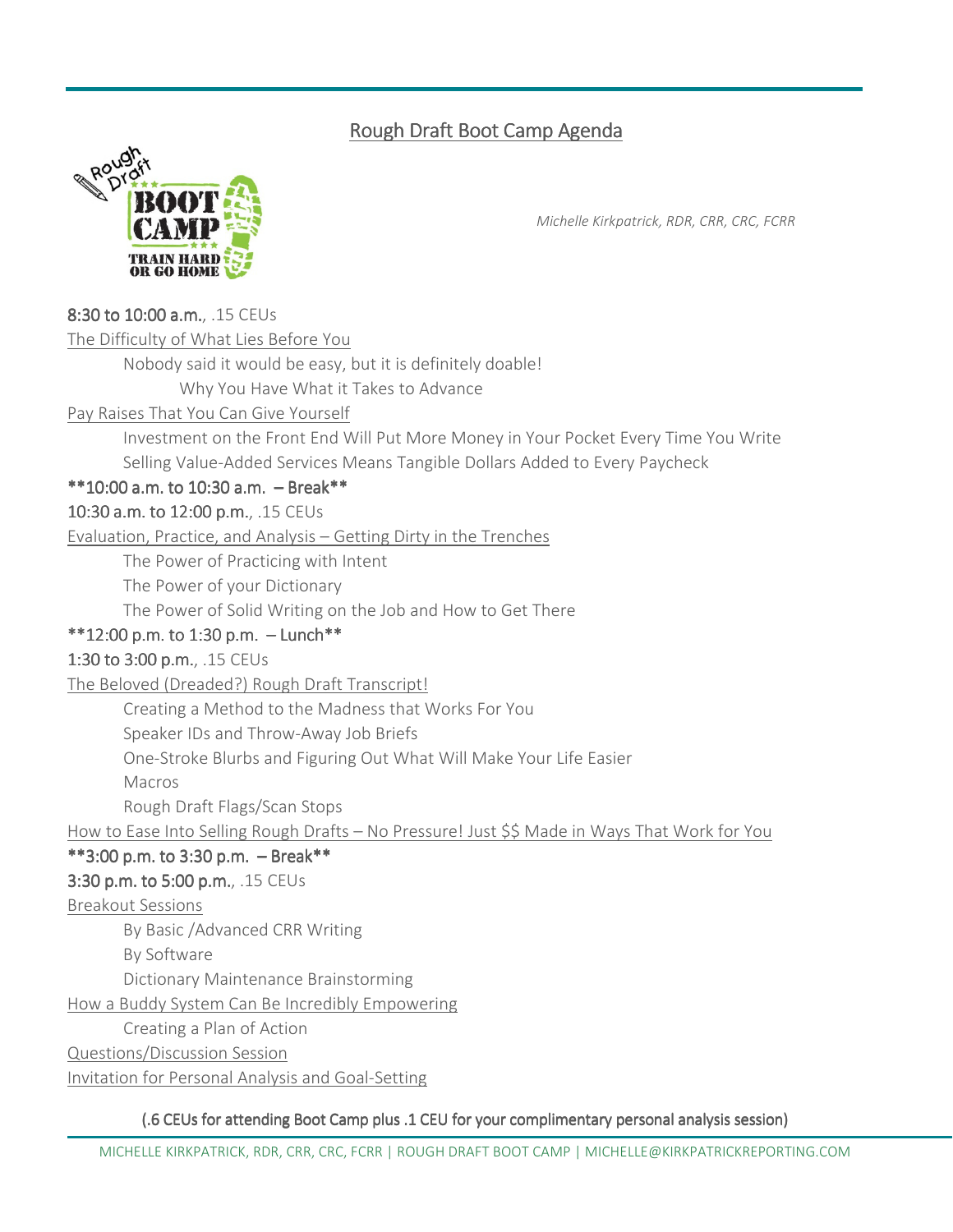# Rough Draft Boot Camp Agenda

*Michelle Kirkpatrick, RDR, CRR, CRC, FCRR*

8:30 to 10:00 a.m., .15 CEUs

The Difficulty of What Lies Before You

- Nobody said it would be easy, but it is definitely doable!
  - Why You Have What it Takes to Advance

Pay Raises That You Can Give Yourself

- Investment on the Front End Will Put More Money in Your Pocket Every Time You Write
- Selling Value-Added Services Means Tangible Dollars Added to Every Paycheck

**10:00 a.m. to 10:30 a.m. – Break**

10:30 a.m. to 12:00 p.m., .15 CEUs

Evaluation, Practice, and Analysis – Getting Dirty in the Trenches

- The Power of Practicing with Intent
- The Power of your Dictionary
- The Power of Solid Writing on the Job and How to Get There

**12:00 p.m. to 1:30 p.m. – Lunch**

1:30 to 3:00 p.m., .15 CEUs

The Beloved (Dreaded?) Rough Draft Transcript!

- Creating a Method to the Madness that Works For You
- Speaker IDs and Throw-Away Job Briefs
- One-Stroke Blurbs and Figuring Out What Will Make Your Life Easier
- Macros
- Rough Draft Flags/Scan Stops

How to Ease Into Selling Rough Drafts – No Pressure! Just $$ Made in Ways That Work for You

**3:00 p.m. to 3:30 p.m. – Break**

3:30 p.m. to 5:00 p.m., .15 CEUs

Breakout Sessions

- By Basic /Advanced CRR Writing
- By Software
- Dictionary Maintenance Brainstorming

How a Buddy System Can Be Incredibly Empowering

- Creating a Plan of Action

Questions/Discussion Session

Invitation for Personal Analysis and Goal-Setting

(.6 CEUs for attending Boot Camp plus .1 CEU for your complimentary personal analysis session)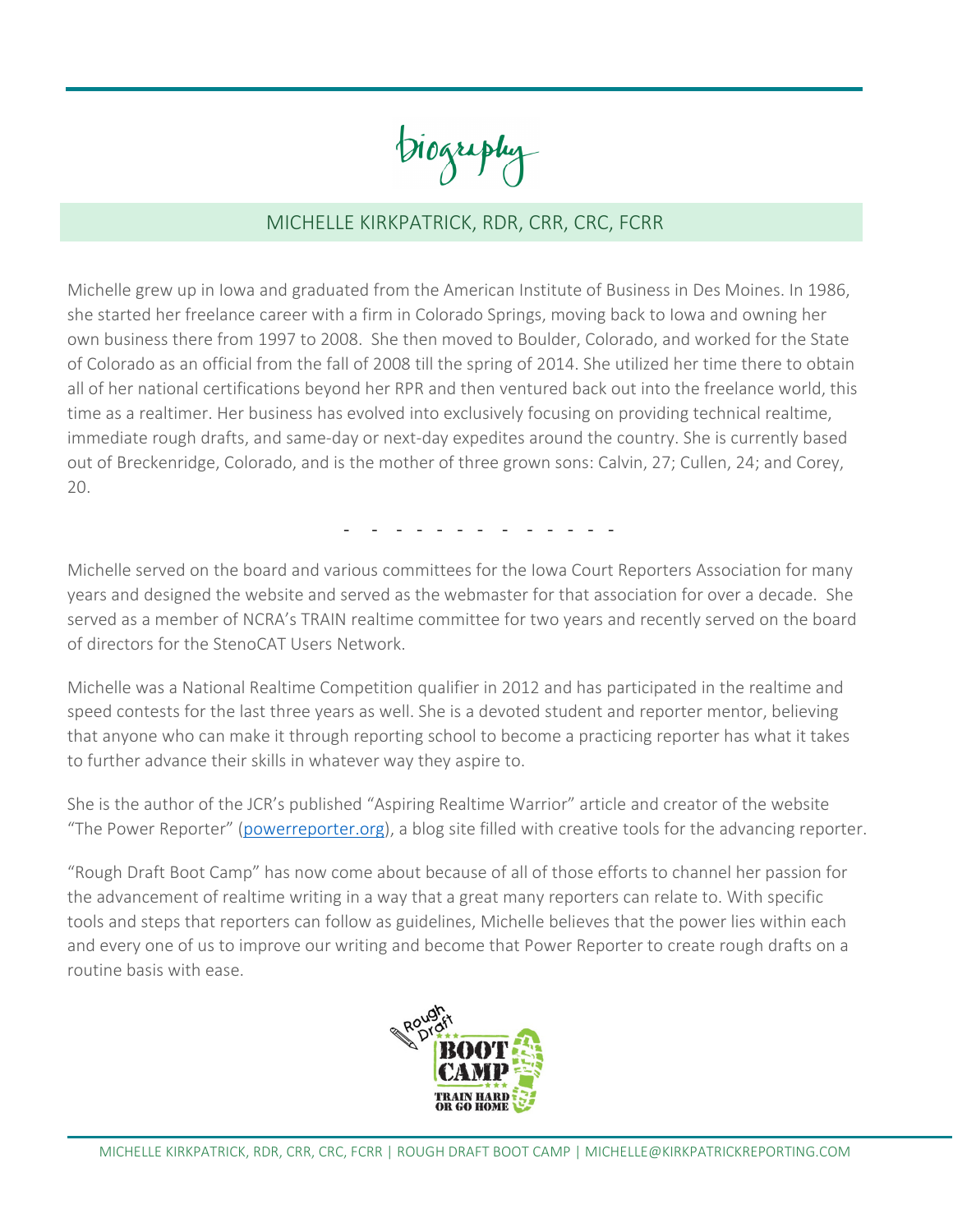# Biography

## MICHELLE KIRKPATRICK, RDR, CRR, CRC, FCRR

Michelle grew up in Iowa and graduated from the American Institute of Business in Des Moines. In 1986, she started her freelance career with a firm in Colorado Springs, moving back to Iowa and owning her own business there from 1997 to 2008. She then moved to Boulder, Colorado, and worked for the State of Colorado as an official from the fall of 2008 till the spring of 2014. She utilized her time there to obtain all of her national certifications beyond her RPR and then ventured back out into the freelance world, this time as a realtimer. Her business has evolved into exclusively focusing on providing technical realtime, immediate rough drafts, and same-day or next-day expedites around the country. She is currently based out of Breckenridge, Colorado, and is the mother of three grown sons: Calvin, 27; Cullen, 24; and Corey, 20.

\- - - - - - - - - - - -

Michelle served on the board and various committees for the Iowa Court Reporters Association for many years and designed the website and served as the webmaster for that association for over a decade. She served as a member of NCRA's TRAIN realtime committee for two years and recently served on the board of directors for the StenoCAT Users Network.

Michelle was a National Realtime Competition qualifier in 2012 and has participated in the realtime and speed contests for the last three years as well. She is a devoted student and reporter mentor, believing that anyone who can make it through reporting school to become a practicing reporter has what it takes to further advance their skills in whatever way they aspire to.

She is the author of the JCR's published "Aspiring Realtime Warrior" article and creator of the website "The Power Reporter" (powerreporter.org), a blog site filled with creative tools for the advancing reporter.

"Rough Draft Boot Camp" has now come about because of all of those efforts to channel her passion for the advancement of realtime writing in a way that a great many reporters can relate to. With specific tools and steps that reporters can follow as guidelines, Michelle believes that the power lies within each and every one of us to improve our writing and become that Power Reporter to create rough drafts on a routine basis with ease.

Rough Draft BOOT CAMP TRAIN HARD OR GO HOME